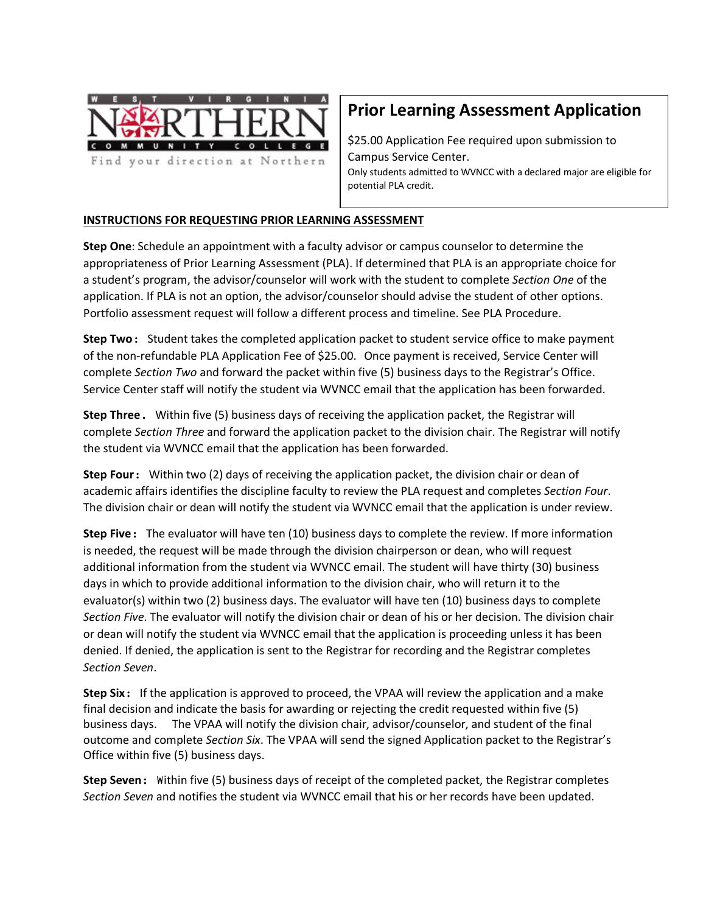WEST VIRGINIA NORTHERN COMMUNITY COLLEGE

Find your direction at Northern

# Prior Learning Assessment Application

$25.00 Application Fee required upon submission to Campus Service Center.

Only students admitted to WVNCC with a declared major are eligible for potential PLA credit.

**INSTRUCTIONS FOR REQUESTING PRIOR LEARNING ASSESSMENT**

**Step One**: Schedule an appointment with a faculty advisor or campus counselor to determine the appropriateness of Prior Learning Assessment (PLA). If determined that PLA is an appropriate choice for a student's program, the advisor/counselor will work with the student to complete *Section One* of the application. If PLA is not an option, the advisor/counselor should advise the student of other options. Portfolio assessment request will follow a different process and timeline. See PLA Procedure.

**Step Two:** Student takes the completed application packet to student service office to make payment of the non-refundable PLA Application Fee of $25.00. Once payment is received, Service Center will complete *Section Two* and forward the packet within five (5) business days to the Registrar's Office. Service Center staff will notify the student via WVNCC email that the application has been forwarded.

**Step Three.** Within five (5) business days of receiving the application packet, the Registrar will complete *Section Three* and forward the application packet to the division chair. The Registrar will notify the student via WVNCC email that the application has been forwarded.

**Step Four:** Within two (2) days of receiving the application packet, the division chair or dean of academic affairs identifies the discipline faculty to review the PLA request and completes *Section Four*. The division chair or dean will notify the student via WVNCC email that the application is under review.

**Step Five:** The evaluator will have ten (10) business days to complete the review. If more information is needed, the request will be made through the division chairperson or dean, who will request additional information from the student via WVNCC email. The student will have thirty (30) business days in which to provide additional information to the division chair, who will return it to the evaluator(s) within two (2) business days. The evaluator will have ten (10) business days to complete *Section Five*. The evaluator will notify the division chair or dean of his or her decision. The division chair or dean will notify the student via WVNCC email that the application is proceeding unless it has been denied. If denied, the application is sent to the Registrar for recording and the Registrar completes *Section Seven*.

**Step Six:** If the application is approved to proceed, the VPAA will review the application and a make final decision and indicate the basis for awarding or rejecting the credit requested within five (5) business days. The VPAA will notify the division chair, advisor/counselor, and student of the final outcome and complete *Section Six*. The VPAA will send the signed Application packet to the Registrar's Office within five (5) business days.

**Step Seven:** Within five (5) business days of receipt of the completed packet, the Registrar completes *Section Seven* and notifies the student via WVNCC email that his or her records have been updated.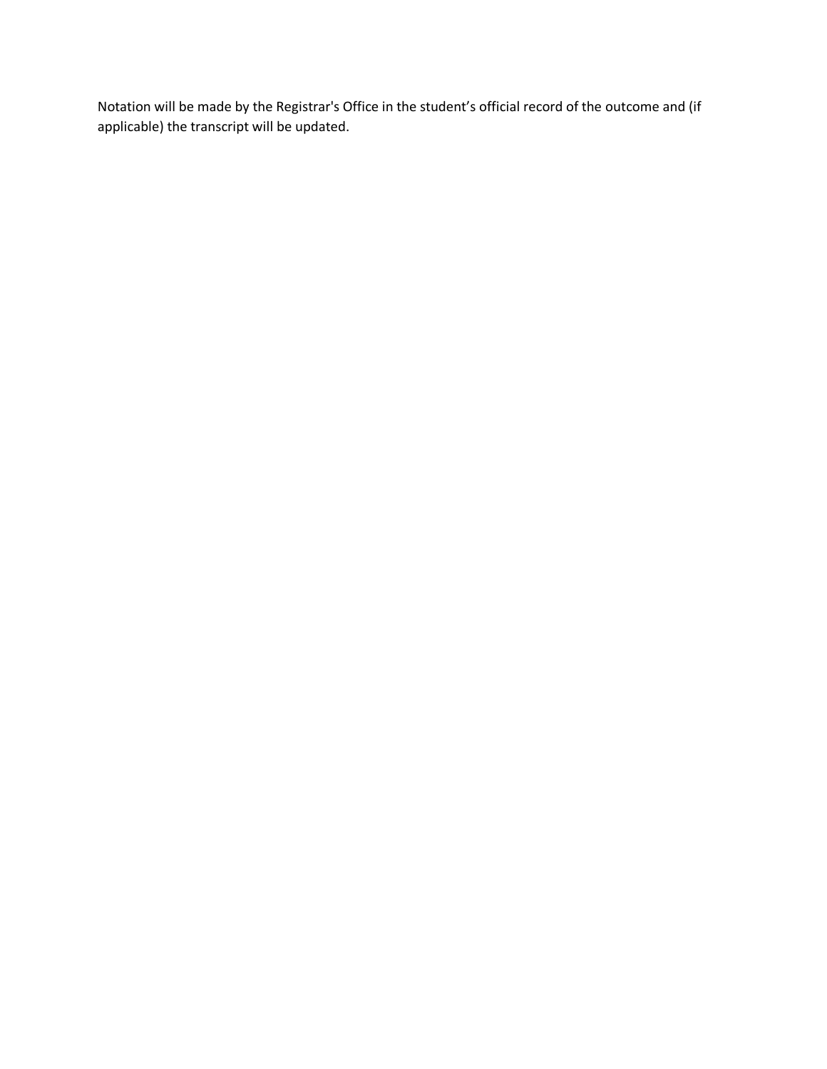Notation will be made by the Registrar's Office in the student's official record of the outcome and (if applicable) the transcript will be updated.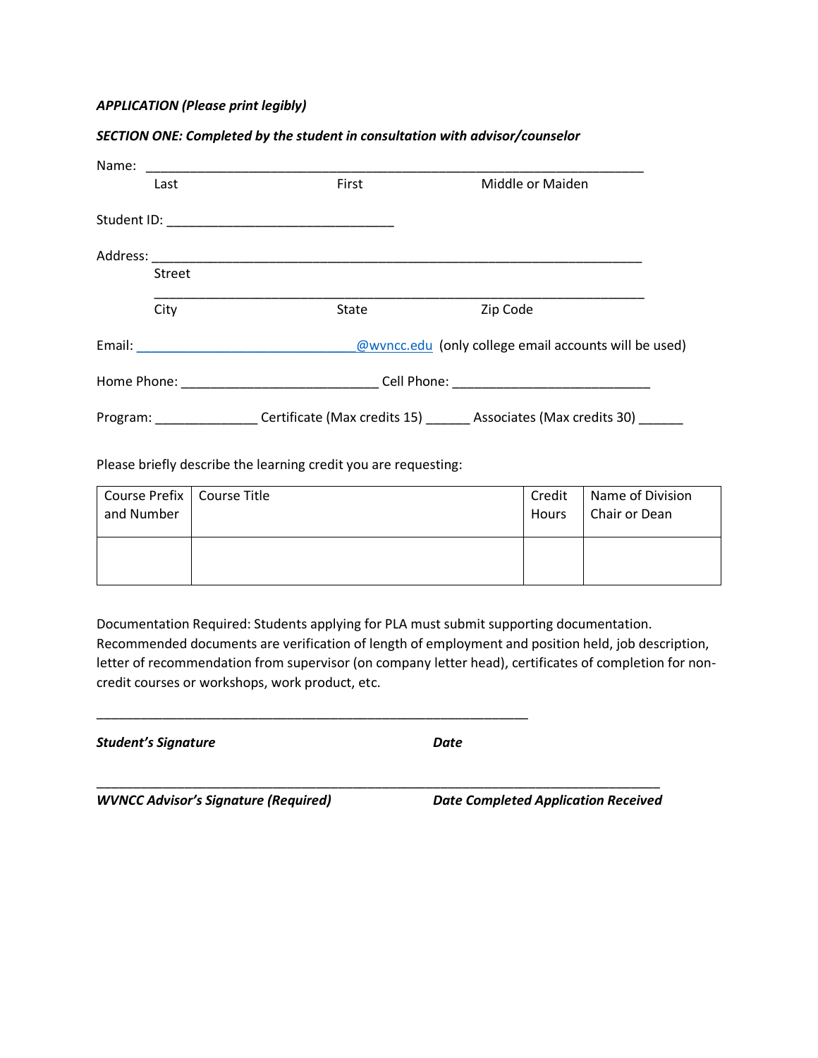***APPLICATION (Please print legibly)***

***SECTION ONE: Completed by the student in consultation with advisor/counselor***

Name: ______________________________________________________________________

Last                                        First                                        Middle or Maiden

Student ID: _______________________________

Address: ____________________________________________________________________

Street

____________________________________________________________________

City                                        State                                        Zip Code

Email: ______________________________@wvncc.edu (only college email accounts will be used)

Home Phone: ___________________________ Cell Phone: ___________________________

Program: ______________ Certificate (Max credits 15) ______ Associates (Max credits 30) ______

Please briefly describe the learning credit you are requesting:

| Course Prefix and Number | Course Title | Credit Hours | Name of Division Chair or Dean |
|---|---|---|---|
| | | | |

Documentation Required: Students applying for PLA must submit supporting documentation. Recommended documents are verification of length of employment and position held, job description, letter of recommendation from supervisor (on company letter head), certificates of completion for non-credit courses or workshops, work product, etc.

____________________________________________________________

***Student's Signature***                                        ***Date***

______________________________________________________________________________

***WVNCC Advisor's Signature (Required)***                                        ***Date Completed Application Received***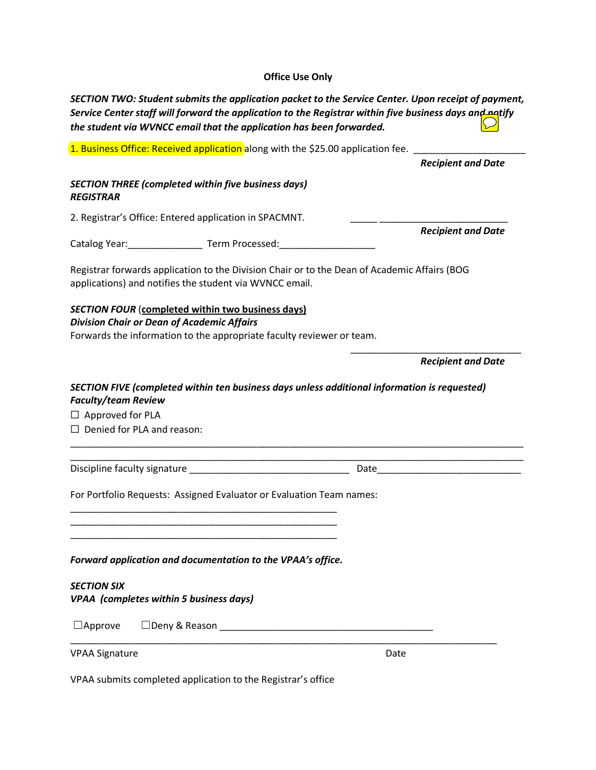**Office Use Only**

***SECTION TWO: Student submits the application packet to the Service Center. Upon receipt of payment, Service Center staff will forward the application to the Registrar within five business days and notify the student via WVNCC email that the application has been forwarded.***

1. Business Office: Received application along with the $25.00 application fee. ______________________

***Recipient and Date***

***SECTION THREE (completed within five business days)***
***REGISTRAR***

2. Registrar's Office: Entered application in SPACMNT. _____ ________________________

***Recipient and Date***

Catalog Year:______________ Term Processed:__________________

Registrar forwards application to the Division Chair or to the Dean of Academic Affairs (BOG applications) and notifies the student via WVNCC email.

***SECTION FOUR*** (**completed within two business days)**
***Division Chair or Dean of Academic Affairs***
Forwards the information to the appropriate faculty reviewer or team.

________________________________

***Recipient and Date***

***SECTION FIVE (completed within ten business days unless additional information is requested)***
***Faculty/team Review***

☐ Approved for PLA
☐ Denied for PLA and reason:

________________________________________________________________________________
________________________________________________________________________________

Discipline faculty signature ______________________________ Date__________________________

For Portfolio Requests: Assigned Evaluator or Evaluation Team names:

__________________________________________________
__________________________________________________
__________________________________________________

***Forward application and documentation to the VPAA's office.***

***SECTION SIX***
***VPAA (completes within 5 business days)***

☐Approve ☐Deny & Reason _______________________________________

________________________________________________________________________________

VPAA Signature Date

VPAA submits completed application to the Registrar's office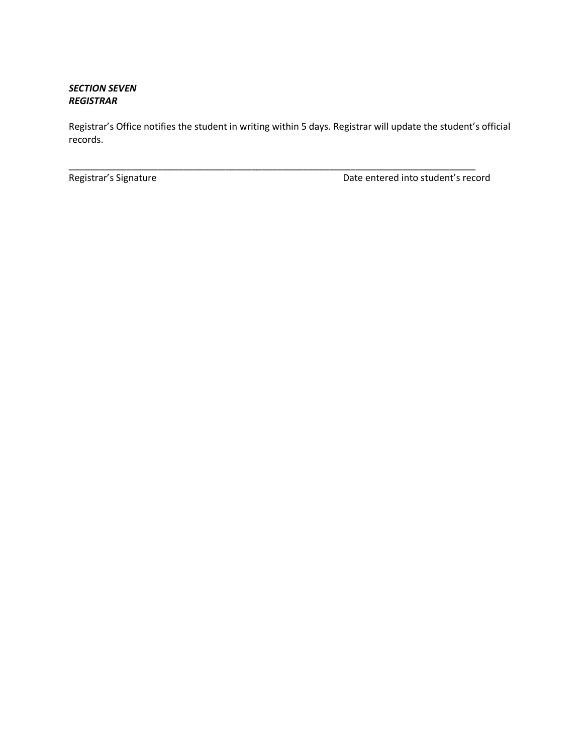***SECTION SEVEN***
***REGISTRAR***

Registrar's Office notifies the student in writing within 5 days. Registrar will update the student's official records.

_______________________________________________________________________________

Registrar's Signature                                                    Date entered into student's record